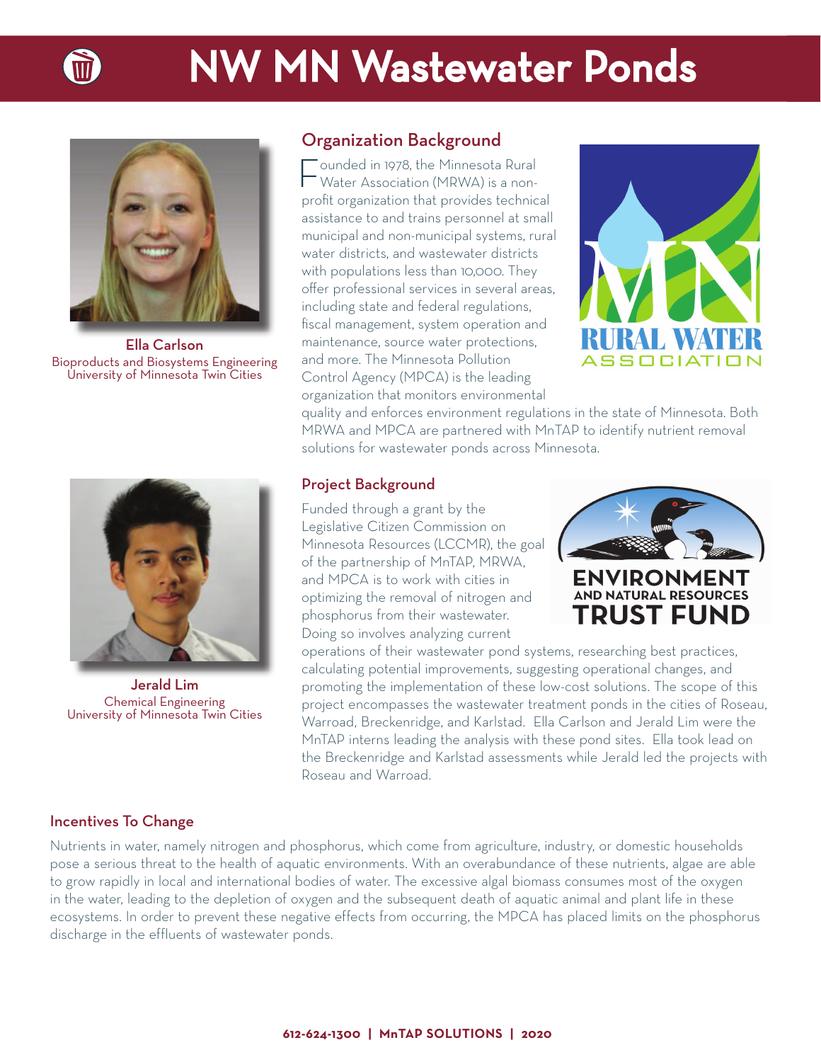# NW MN Wastewater Ponds

**Ella Carlson**
Bioproducts and Biosystems Engineering
University of Minnesota Twin Cities

**Jerald Lim**
Chemical Engineering
University of Minnesota Twin Cities

## Organization Background

Founded in 1978, the Minnesota Rural Water Association (MRWA) is a non-profit organization that provides technical assistance to and trains personnel at small municipal and non-municipal systems, rural water districts, and wastewater districts with populations less than 10,000. They offer professional services in several areas, including state and federal regulations, fiscal management, system operation and maintenance, source water protections, and more. The Minnesota Pollution Control Agency (MPCA) is the leading organization that monitors environmental quality and enforces environment regulations in the state of Minnesota. Both MRWA and MPCA are partnered with MnTAP to identify nutrient removal solutions for wastewater ponds across Minnesota.

## Project Background

Funded through a grant by the Legislative Citizen Commission on Minnesota Resources (LCCMR), the goal of the partnership of MnTAP, MRWA, and MPCA is to work with cities in optimizing the removal of nitrogen and phosphorus from their wastewater. Doing so involves analyzing current operations of their wastewater pond systems, researching best practices, calculating potential improvements, suggesting operational changes, and promoting the implementation of these low-cost solutions. The scope of this project encompasses the wastewater treatment ponds in the cities of Roseau, Warroad, Breckenridge, and Karlstad. Ella Carlson and Jerald Lim were the MnTAP interns leading the analysis with these pond sites. Ella took lead on the Breckenridge and Karlstad assessments while Jerald led the projects with Roseau and Warroad.

## Incentives To Change

Nutrients in water, namely nitrogen and phosphorus, which come from agriculture, industry, or domestic households pose a serious threat to the health of aquatic environments. With an overabundance of these nutrients, algae are able to grow rapidly in local and international bodies of water. The excessive algal biomass consumes most of the oxygen in the water, leading to the depletion of oxygen and the subsequent death of aquatic animal and plant life in these ecosystems. In order to prevent these negative effects from occurring, the MPCA has placed limits on the phosphorus discharge in the effluents of wastewater ponds.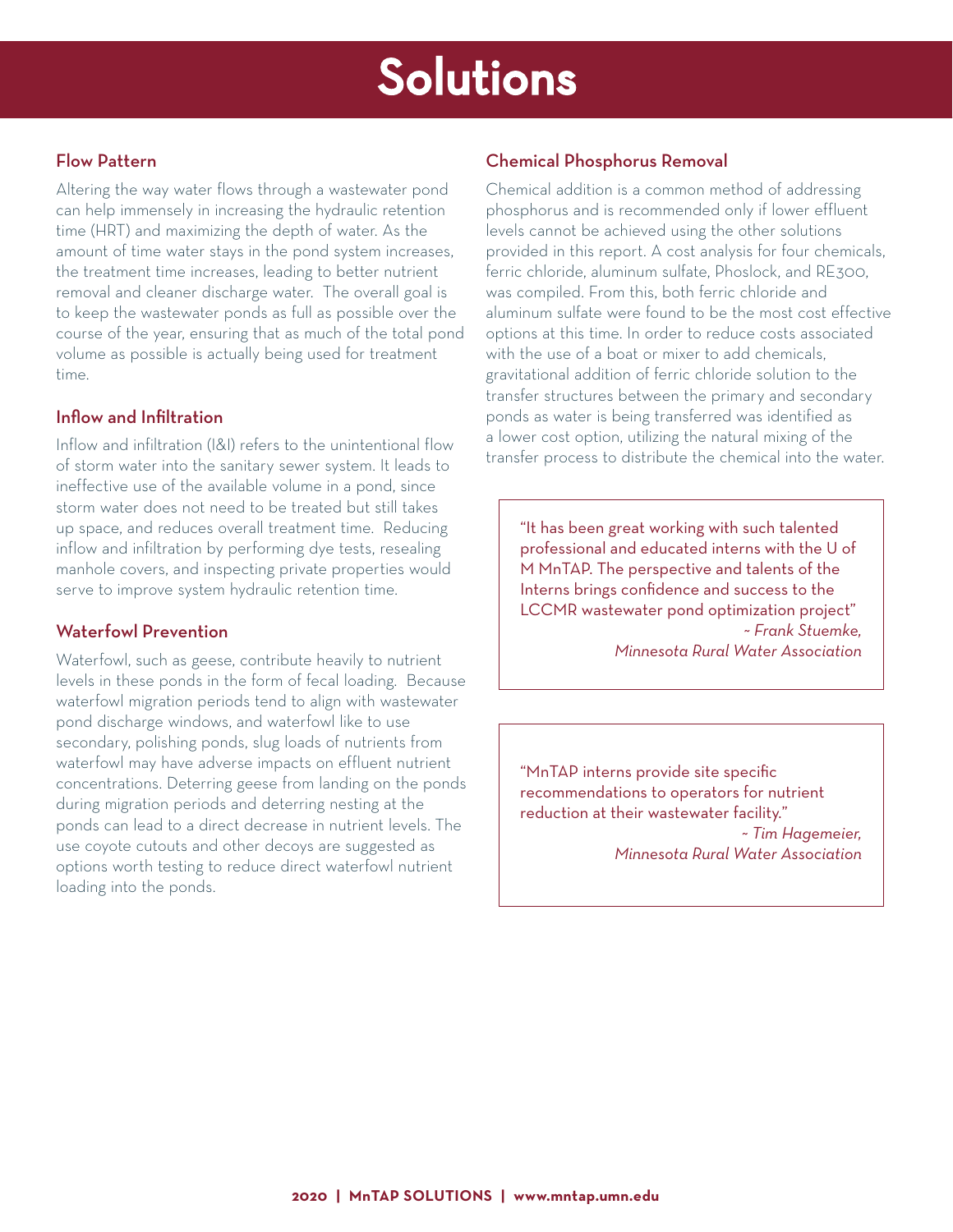# Solutions

## Flow Pattern

Altering the way water flows through a wastewater pond can help immensely in increasing the hydraulic retention time (HRT) and maximizing the depth of water. As the amount of time water stays in the pond system increases, the treatment time increases, leading to better nutrient removal and cleaner discharge water. The overall goal is to keep the wastewater ponds as full as possible over the course of the year, ensuring that as much of the total pond volume as possible is actually being used for treatment time.

## Inflow and Infiltration

Inflow and infiltration (I&I) refers to the unintentional flow of storm water into the sanitary sewer system. It leads to ineffective use of the available volume in a pond, since storm water does not need to be treated but still takes up space, and reduces overall treatment time. Reducing inflow and infiltration by performing dye tests, resealing manhole covers, and inspecting private properties would serve to improve system hydraulic retention time.

## Waterfowl Prevention

Waterfowl, such as geese, contribute heavily to nutrient levels in these ponds in the form of fecal loading. Because waterfowl migration periods tend to align with wastewater pond discharge windows, and waterfowl like to use secondary, polishing ponds, slug loads of nutrients from waterfowl may have adverse impacts on effluent nutrient concentrations. Deterring geese from landing on the ponds during migration periods and deterring nesting at the ponds can lead to a direct decrease in nutrient levels. The use coyote cutouts and other decoys are suggested as options worth testing to reduce direct waterfowl nutrient loading into the ponds.

## Chemical Phosphorus Removal

Chemical addition is a common method of addressing phosphorus and is recommended only if lower effluent levels cannot be achieved using the other solutions provided in this report. A cost analysis for four chemicals, ferric chloride, aluminum sulfate, Phoslock, and RE300, was compiled. From this, both ferric chloride and aluminum sulfate were found to be the most cost effective options at this time. In order to reduce costs associated with the use of a boat or mixer to add chemicals, gravitational addition of ferric chloride solution to the transfer structures between the primary and secondary ponds as water is being transferred was identified as a lower cost option, utilizing the natural mixing of the transfer process to distribute the chemical into the water.

> "It has been great working with such talented professional and educated interns with the U of M MnTAP. The perspective and talents of the Interns brings confidence and success to the LCCMR wastewater pond optimization project"
>
> *~ Frank Stuemke, Minnesota Rural Water Association*

> "MnTAP interns provide site specific recommendations to operators for nutrient reduction at their wastewater facility."
>
> *~ Tim Hagemeier, Minnesota Rural Water Association*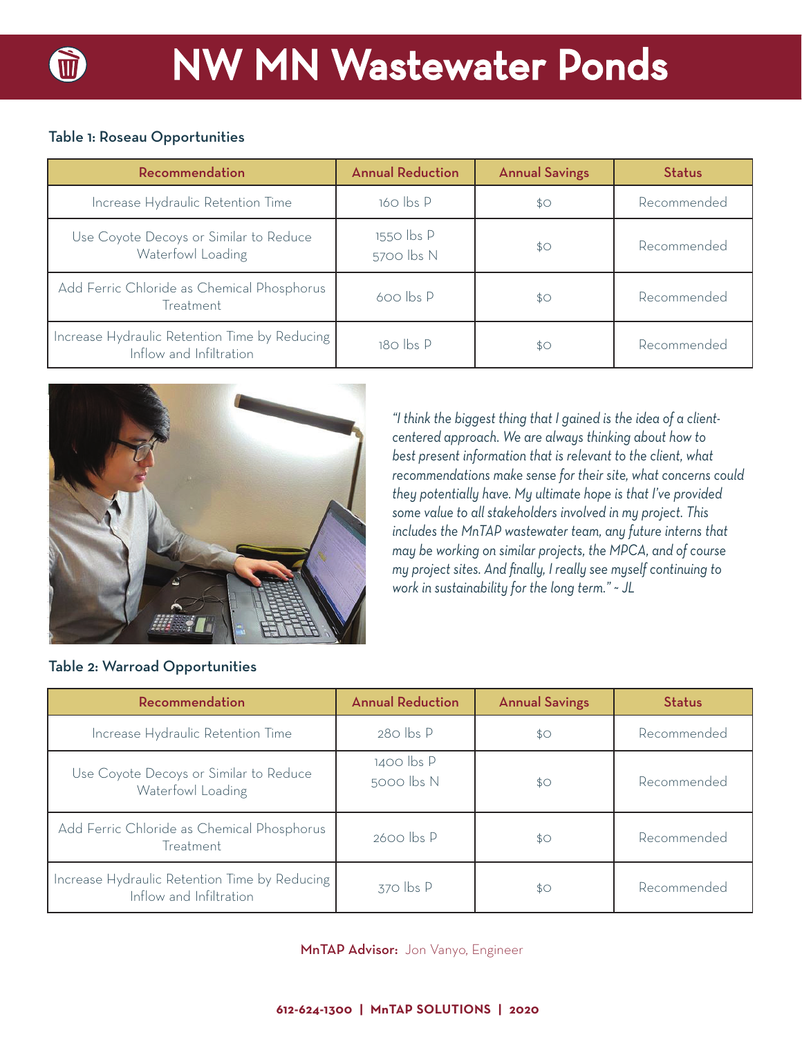# NW MN Wastewater Ponds

### Table 1: Roseau Opportunities

| Recommendation | Annual Reduction | Annual Savings | Status |
|---|---|---|---|
| Increase Hydraulic Retention Time | 160 lbs P | $0 | Recommended |
| Use Coyote Decoys or Similar to Reduce Waterfowl Loading | 1550 lbs P<br>5700 lbs N | $0 | Recommended |
| Add Ferric Chloride as Chemical Phosphorus Treatment | 600 lbs P | $0 | Recommended |
| Increase Hydraulic Retention Time by Reducing Inflow and Infiltration | 180 lbs P | $0 | Recommended |

*"I think the biggest thing that I gained is the idea of a client-centered approach. We are always thinking about how to best present information that is relevant to the client, what recommendations make sense for their site, what concerns could they potentially have. My ultimate hope is that I've provided some value to all stakeholders involved in my project. This includes the MnTAP wastewater team, any future interns that may be working on similar projects, the MPCA, and of course my project sites. And finally, I really see myself continuing to work in sustainability for the long term." ~ JL*

### Table 2: Warroad Opportunities

| Recommendation | Annual Reduction | Annual Savings | Status |
|---|---|---|---|
| Increase Hydraulic Retention Time | 280 lbs P | $0 | Recommended |
| Use Coyote Decoys or Similar to Reduce Waterfowl Loading | 1400 lbs P<br>5000 lbs N | $0 | Recommended |
| Add Ferric Chloride as Chemical Phosphorus Treatment | 2600 lbs P | $0 | Recommended |
| Increase Hydraulic Retention Time by Reducing Inflow and Infiltration | 370 lbs P | $0 | Recommended |

**MnTAP Advisor:** Jon Vanyo, Engineer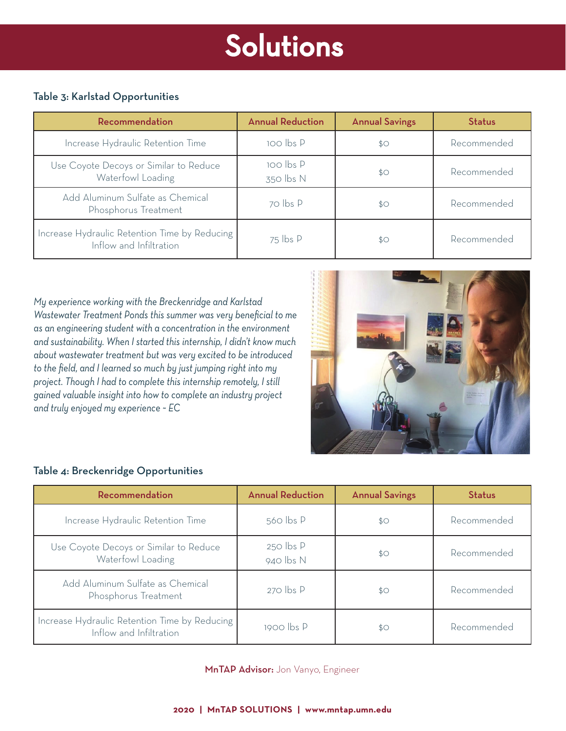# Solutions

### Table 3: Karlstad Opportunities

| Recommendation | Annual Reduction | Annual Savings | Status |
|---|---|---|---|
| Increase Hydraulic Retention Time | 100 lbs P | $0 | Recommended |
| Use Coyote Decoys or Similar to Reduce Waterfowl Loading | 100 lbs P<br>350 lbs N | $0 | Recommended |
| Add Aluminum Sulfate as Chemical Phosphorus Treatment | 70 lbs P | $0 | Recommended |
| Increase Hydraulic Retention Time by Reducing Inflow and Infiltration | 75 lbs P | $0 | Recommended |

*My experience working with the Breckenridge and Karlstad Wastewater Treatment Ponds this summer was very beneficial to me as an engineering student with a concentration in the environment and sustainability. When I started this internship, I didn't know much about wastewater treatment but was very excited to be introduced to the field, and I learned so much by just jumping right into my project. Though I had to complete this internship remotely, I still gained valuable insight into how to complete an industry project and truly enjoyed my experience ~ EC*

### Table 4: Breckenridge Opportunities

| Recommendation | Annual Reduction | Annual Savings | Status |
|---|---|---|---|
| Increase Hydraulic Retention Time | 560 lbs P | $0 | Recommended |
| Use Coyote Decoys or Similar to Reduce Waterfowl Loading | 250 lbs P<br>940 lbs N | $0 | Recommended |
| Add Aluminum Sulfate as Chemical Phosphorus Treatment | 270 lbs P | $0 | Recommended |
| Increase Hydraulic Retention Time by Reducing Inflow and Infiltration | 1900 lbs P | $0 | Recommended |

**MnTAP Advisor:** Jon Vanyo, Engineer